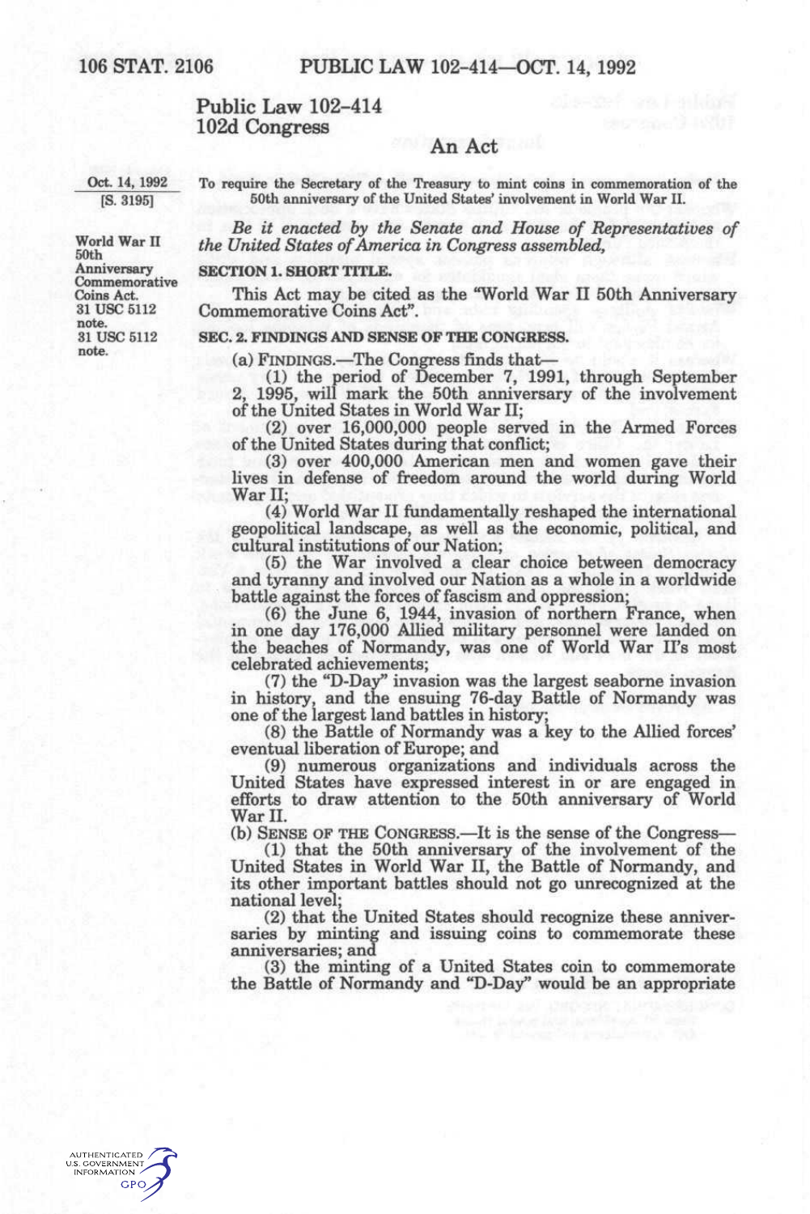# Public Law 102-414
## 102d Congress

### An Act

Oct. 14, 1992
[S. 3195]

To require the Secretary of the Treasury to mint coins in commemoration of the 50th anniversary of the United States' involvement in World War II.

*Be it enacted by the Senate and House of Representatives of the United States of America in Congress assembled,*

World War II 50th Anniversary Commemorative Coins Act.
31 USC 5112 note.

**SECTION 1. SHORT TITLE.**

This Act may be cited as the "World War II 50th Anniversary Commemorative Coins Act".

31 USC 5112 note.

**SEC. 2. FINDINGS AND SENSE OF THE CONGRESS.**

(a) FINDINGS.—The Congress finds that—

(1) the period of December 7, 1991, through September 2, 1995, will mark the 50th anniversary of the involvement of the United States in World War II;

(2) over 16,000,000 people served in the Armed Forces of the United States during that conflict;

(3) over 400,000 American men and women gave their lives in defense of freedom around the world during World War II;

(4) World War II fundamentally reshaped the international geopolitical landscape, as well as the economic, political, and cultural institutions of our Nation;

(5) the War involved a clear choice between democracy and tyranny and involved our Nation as a whole in a worldwide battle against the forces of fascism and oppression;

(6) the June 6, 1944, invasion of northern France, when in one day 176,000 Allied military personnel were landed on the beaches of Normandy, was one of World War II's most celebrated achievements;

(7) the "D-Day" invasion was the largest seaborne invasion in history, and the ensuing 76-day Battle of Normandy was one of the largest land battles in history;

(8) the Battle of Normandy was a key to the Allied forces' eventual liberation of Europe; and

(9) numerous organizations and individuals across the United States have expressed interest in or are engaged in efforts to draw attention to the 50th anniversary of World War II.

(b) SENSE OF THE CONGRESS.—It is the sense of the Congress—

(1) that the 50th anniversary of the involvement of the United States in World War II, the Battle of Normandy, and its other important battles should not go unrecognized at the national level;

(2) that the United States should recognize these anniversaries by minting and issuing coins to commemorate these anniversaries; and

(3) the minting of a United States coin to commemorate the Battle of Normandy and "D-Day" would be an appropriate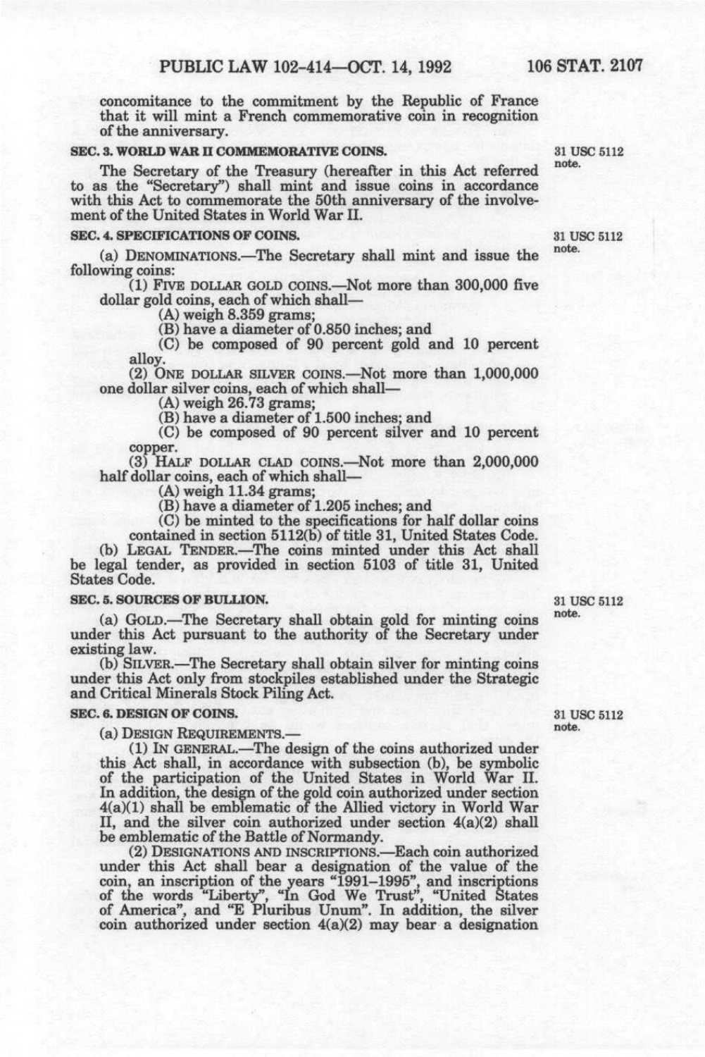concomitance to the commitment by the Republic of France that it will mint a French commemorative coin in recognition of the anniversary.

**SEC. 3. WORLD WAR II COMMEMORATIVE COINS.**

31 USC 5112 note.

The Secretary of the Treasury (hereafter in this Act referred to as the "Secretary") shall mint and issue coins in accordance with this Act to commemorate the 50th anniversary of the involvement of the United States in World War II.

**SEC. 4. SPECIFICATIONS OF COINS.**

31 USC 5112 note.

(a) DENOMINATIONS.—The Secretary shall mint and issue the following coins:

(1) FIVE DOLLAR GOLD COINS.—Not more than 300,000 five dollar gold coins, each of which shall—

(A) weigh 8.359 grams;

(B) have a diameter of 0.850 inches; and

(C) be composed of 90 percent gold and 10 percent alloy.

(2) ONE DOLLAR SILVER COINS.—Not more than 1,000,000 one dollar silver coins, each of which shall—

(A) weigh 26.73 grams;

(B) have a diameter of 1.500 inches; and

(C) be composed of 90 percent silver and 10 percent copper.

(3) HALF DOLLAR CLAD COINS.—Not more than 2,000,000 half dollar coins, each of which shall—

(A) weigh 11.34 grams;

(B) have a diameter of 1.205 inches; and

(C) be minted to the specifications for half dollar coins contained in section 5112(b) of title 31, United States Code.

(b) LEGAL TENDER.—The coins minted under this Act shall be legal tender, as provided in section 5103 of title 31, United States Code.

**SEC. 5. SOURCES OF BULLION.**

31 USC 5112 note.

(a) GOLD.—The Secretary shall obtain gold for minting coins under this Act pursuant to the authority of the Secretary under existing law.

(b) SILVER.—The Secretary shall obtain silver for minting coins under this Act only from stockpiles established under the Strategic and Critical Minerals Stock Piling Act.

**SEC. 6. DESIGN OF COINS.**

31 USC 5112 note.

(a) DESIGN REQUIREMENTS.—

(1) IN GENERAL.—The design of the coins authorized under this Act shall, in accordance with subsection (b), be symbolic of the participation of the United States in World War II. In addition, the design of the gold coin authorized under section 4(a)(1) shall be emblematic of the Allied victory in World War II, and the silver coin authorized under section 4(a)(2) shall be emblematic of the Battle of Normandy.

(2) DESIGNATIONS AND INSCRIPTIONS.—Each coin authorized under this Act shall bear a designation of the value of the coin, an inscription of the years "1991–1995", and inscriptions of the words "Liberty", "In God We Trust", "United States of America", and "E Pluribus Unum". In addition, the silver coin authorized under section 4(a)(2) may bear a designation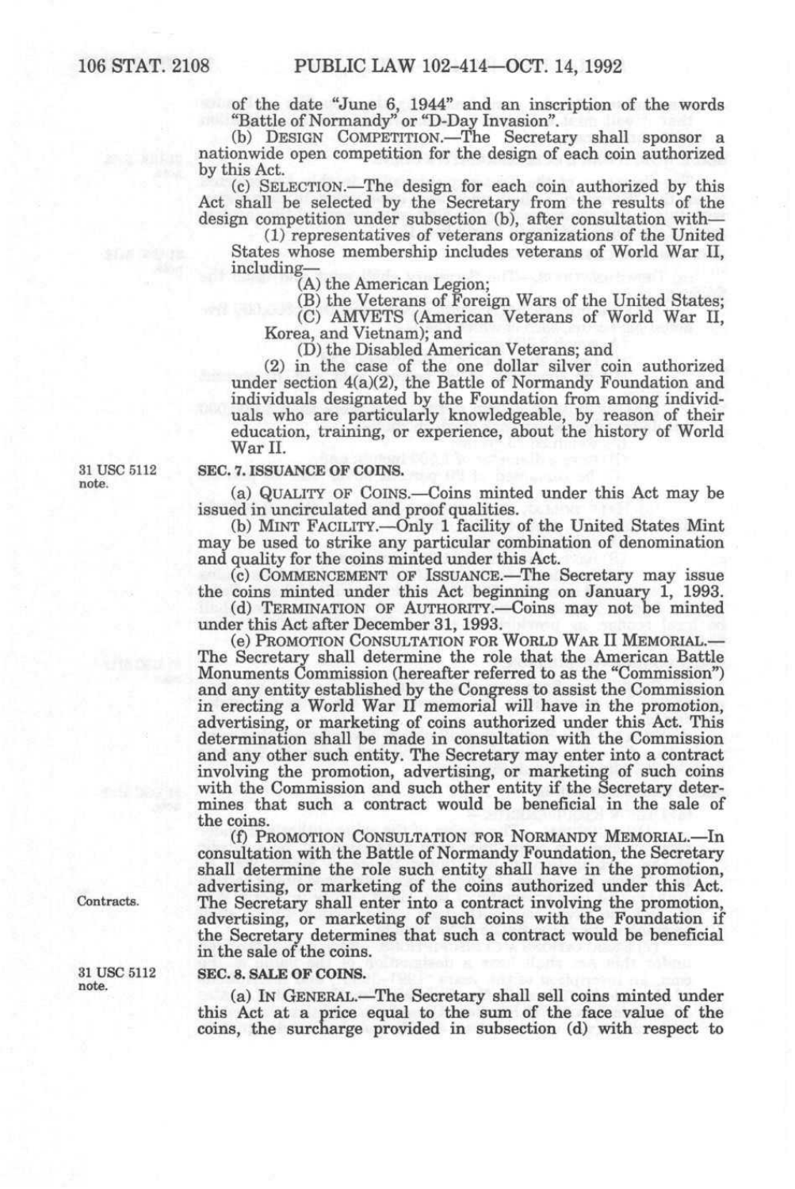of the date "June 6, 1944" and an inscription of the words "Battle of Normandy" or "D-Day Invasion".

(b) DESIGN COMPETITION.—The Secretary shall sponsor a nationwide open competition for the design of each coin authorized by this Act.

(c) SELECTION.—The design for each coin authorized by this Act shall be selected by the Secretary from the results of the design competition under subsection (b), after consultation with—

(1) representatives of veterans organizations of the United States whose membership includes veterans of World War II, including—

(A) the American Legion;

(B) the Veterans of Foreign Wars of the United States;

(C) AMVETS (American Veterans of World War II, Korea, and Vietnam); and

(D) the Disabled American Veterans; and

(2) in the case of the one dollar silver coin authorized under section 4(a)(2), the Battle of Normandy Foundation and individuals designated by the Foundation from among individuals who are particularly knowledgeable, by reason of their education, training, or experience, about the history of World War II.

31 USC 5112 note.

**SEC. 7. ISSUANCE OF COINS.**

(a) QUALITY OF COINS.—Coins minted under this Act may be issued in uncirculated and proof qualities.

(b) MINT FACILITY.—Only 1 facility of the United States Mint may be used to strike any particular combination of denomination and quality for the coins minted under this Act.

(c) COMMENCEMENT OF ISSUANCE.—The Secretary may issue the coins minted under this Act beginning on January 1, 1993.

(d) TERMINATION OF AUTHORITY.—Coins may not be minted under this Act after December 31, 1993.

(e) PROMOTION CONSULTATION FOR WORLD WAR II MEMORIAL.—The Secretary shall determine the role that the American Battle Monuments Commission (hereafter referred to as the "Commission") and any entity established by the Congress to assist the Commission in erecting a World War II memorial will have in the promotion, advertising, or marketing of coins authorized under this Act. This determination shall be made in consultation with the Commission and any other such entity. The Secretary may enter into a contract involving the promotion, advertising, or marketing of such coins with the Commission and such other entity if the Secretary determines that such a contract would be beneficial in the sale of the coins.

(f) PROMOTION CONSULTATION FOR NORMANDY MEMORIAL.—In consultation with the Battle of Normandy Foundation, the Secretary shall determine the role such entity shall have in the promotion, advertising, or marketing of the coins authorized under this Act. The Secretary shall enter into a contract involving the promotion, advertising, or marketing of such coins with the Foundation if the Secretary determines that such a contract would be beneficial in the sale of the coins.

Contracts.

31 USC 5112 note.

**SEC. 8. SALE OF COINS.**

(a) IN GENERAL.—The Secretary shall sell coins minted under this Act at a price equal to the sum of the face value of the coins, the surcharge provided in subsection (d) with respect to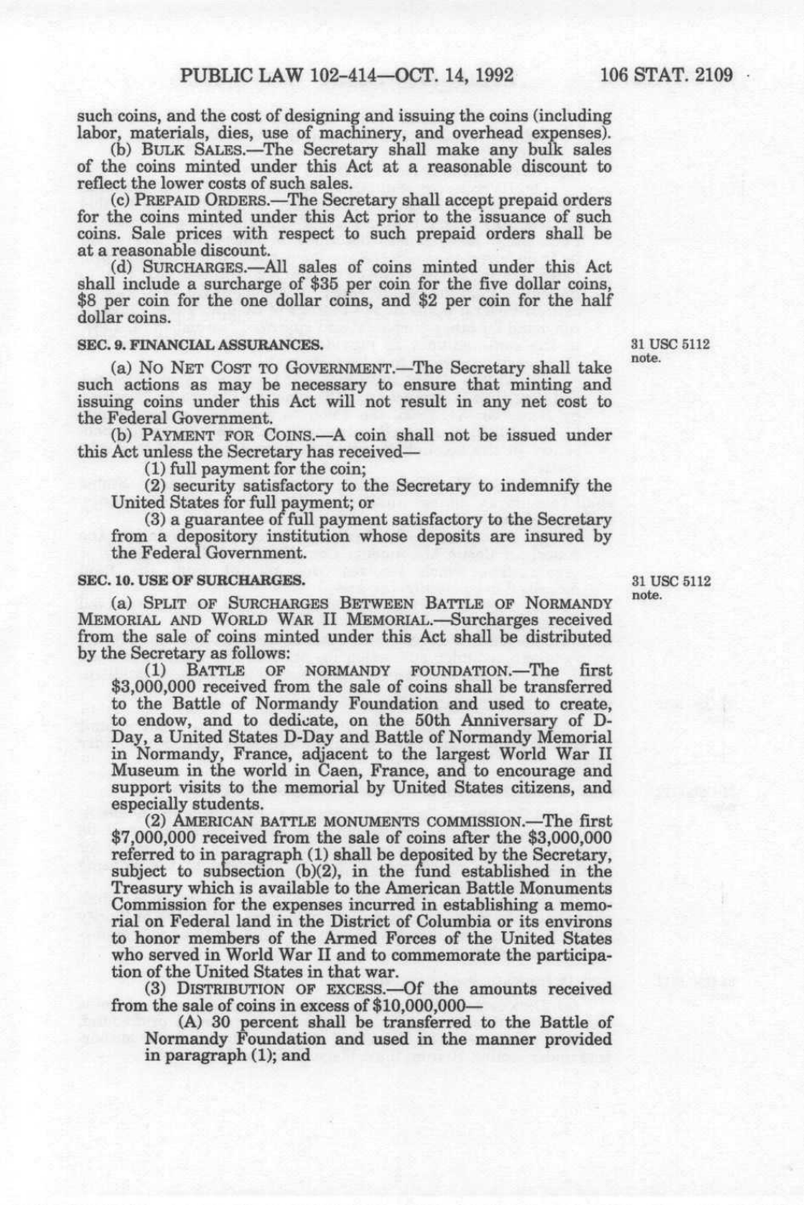such coins, and the cost of designing and issuing the coins (including labor, materials, dies, use of machinery, and overhead expenses).

(b) BULK SALES.—The Secretary shall make any bulk sales of the coins minted under this Act at a reasonable discount to reflect the lower costs of such sales.

(c) PREPAID ORDERS.—The Secretary shall accept prepaid orders for the coins minted under this Act prior to the issuance of such coins. Sale prices with respect to such prepaid orders shall be at a reasonable discount.

(d) SURCHARGES.—All sales of coins minted under this Act shall include a surcharge of $35 per coin for the five dollar coins, $8 per coin for the one dollar coins, and $2 per coin for the half dollar coins.

**SEC. 9. FINANCIAL ASSURANCES.**

31 USC 5112 note.

(a) NO NET COST TO GOVERNMENT.—The Secretary shall take such actions as may be necessary to ensure that minting and issuing coins under this Act will not result in any net cost to the Federal Government.

(b) PAYMENT FOR COINS.—A coin shall not be issued under this Act unless the Secretary has received—

(1) full payment for the coin;

(2) security satisfactory to the Secretary to indemnify the United States for full payment; or

(3) a guarantee of full payment satisfactory to the Secretary from a depository institution whose deposits are insured by the Federal Government.

**SEC. 10. USE OF SURCHARGES.**

31 USC 5112 note.

(a) SPLIT OF SURCHARGES BETWEEN BATTLE OF NORMANDY MEMORIAL AND WORLD WAR II MEMORIAL.—Surcharges received from the sale of coins minted under this Act shall be distributed by the Secretary as follows:

(1) BATTLE OF NORMANDY FOUNDATION.—The first $3,000,000 received from the sale of coins shall be transferred to the Battle of Normandy Foundation and used to create, to endow, and to dedicate, on the 50th Anniversary of D-Day, a United States D-Day and Battle of Normandy Memorial in Normandy, France, adjacent to the largest World War II Museum in the world in Caen, France, and to encourage and support visits to the memorial by United States citizens, and especially students.

(2) AMERICAN BATTLE MONUMENTS COMMISSION.—The first $7,000,000 received from the sale of coins after the $3,000,000 referred to in paragraph (1) shall be deposited by the Secretary, subject to subsection (b)(2), in the fund established in the Treasury which is available to the American Battle Monuments Commission for the expenses incurred in establishing a memorial on Federal land in the District of Columbia or its environs to honor members of the Armed Forces of the United States who served in World War II and to commemorate the participation of the United States in that war.

(3) DISTRIBUTION OF EXCESS.—Of the amounts received from the sale of coins in excess of $10,000,000—

(A) 30 percent shall be transferred to the Battle of Normandy Foundation and used in the manner provided in paragraph (1); and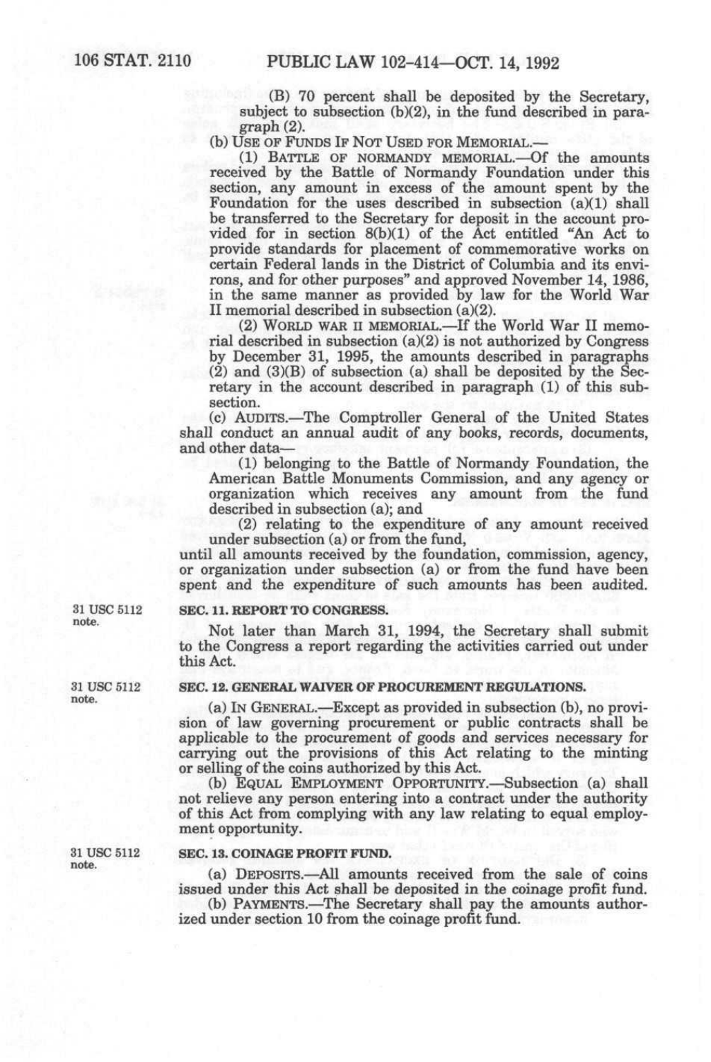(B) 70 percent shall be deposited by the Secretary, subject to subsection (b)(2), in the fund described in paragraph (2).

(b) USE OF FUNDS IF NOT USED FOR MEMORIAL.—

(1) BATTLE OF NORMANDY MEMORIAL.—Of the amounts received by the Battle of Normandy Foundation under this section, any amount in excess of the amount spent by the Foundation for the uses described in subsection (a)(1) shall be transferred to the Secretary for deposit in the account provided for in section 8(b)(1) of the Act entitled "An Act to provide standards for placement of commemorative works on certain Federal lands in the District of Columbia and its environs, and for other purposes" and approved November 14, 1986, in the same manner as provided by law for the World War II memorial described in subsection (a)(2).

(2) WORLD WAR II MEMORIAL.—If the World War II memorial described in subsection (a)(2) is not authorized by Congress by December 31, 1995, the amounts described in paragraphs (2) and (3)(B) of subsection (a) shall be deposited by the Secretary in the account described in paragraph (1) of this subsection.

(c) AUDITS.—The Comptroller General of the United States shall conduct an annual audit of any books, records, documents, and other data—

(1) belonging to the Battle of Normandy Foundation, the American Battle Monuments Commission, and any agency or organization which receives any amount from the fund described in subsection (a); and

(2) relating to the expenditure of any amount received under subsection (a) or from the fund,

until all amounts received by the foundation, commission, agency, or organization under subsection (a) or from the fund have been spent and the expenditure of such amounts has been audited.

31 USC 5112 note.

**SEC. 11. REPORT TO CONGRESS.**

Not later than March 31, 1994, the Secretary shall submit to the Congress a report regarding the activities carried out under this Act.

31 USC 5112 note.

**SEC. 12. GENERAL WAIVER OF PROCUREMENT REGULATIONS.**

(a) IN GENERAL.—Except as provided in subsection (b), no provision of law governing procurement or public contracts shall be applicable to the procurement of goods and services necessary for carrying out the provisions of this Act relating to the minting or selling of the coins authorized by this Act.

(b) EQUAL EMPLOYMENT OPPORTUNITY.—Subsection (a) shall not relieve any person entering into a contract under the authority of this Act from complying with any law relating to equal employment opportunity.

31 USC 5112 note.

**SEC. 13. COINAGE PROFIT FUND.**

(a) DEPOSITS.—All amounts received from the sale of coins issued under this Act shall be deposited in the coinage profit fund.

(b) PAYMENTS.—The Secretary shall pay the amounts authorized under section 10 from the coinage profit fund.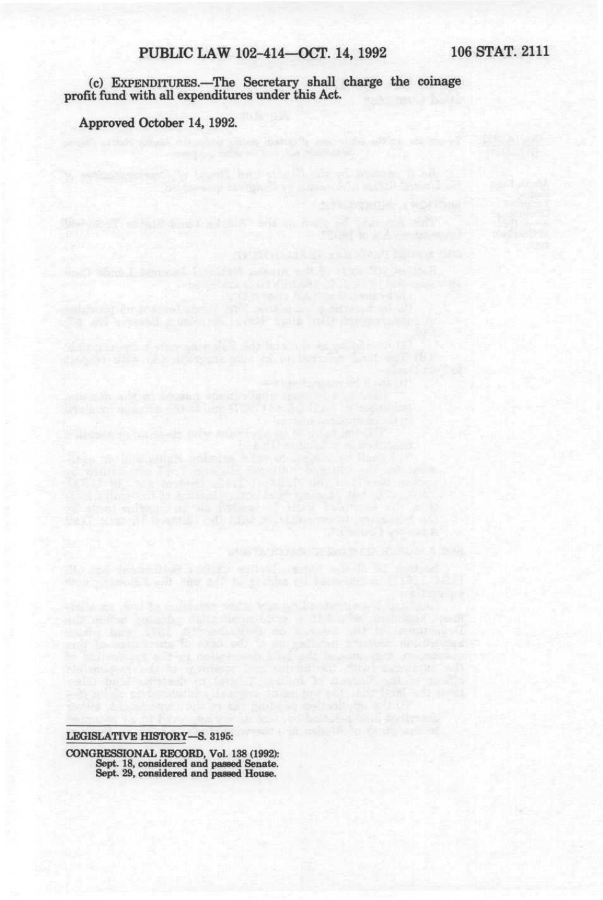(c) EXPENDITURES.—The Secretary shall charge the coinage profit fund with all expenditures under this Act.

Approved October 14, 1992.

---

**LEGISLATIVE HISTORY—S. 3195:**

CONGRESSIONAL RECORD, Vol. 138 (1992):
Sept. 18, considered and passed Senate.
Sept. 29, considered and passed House.